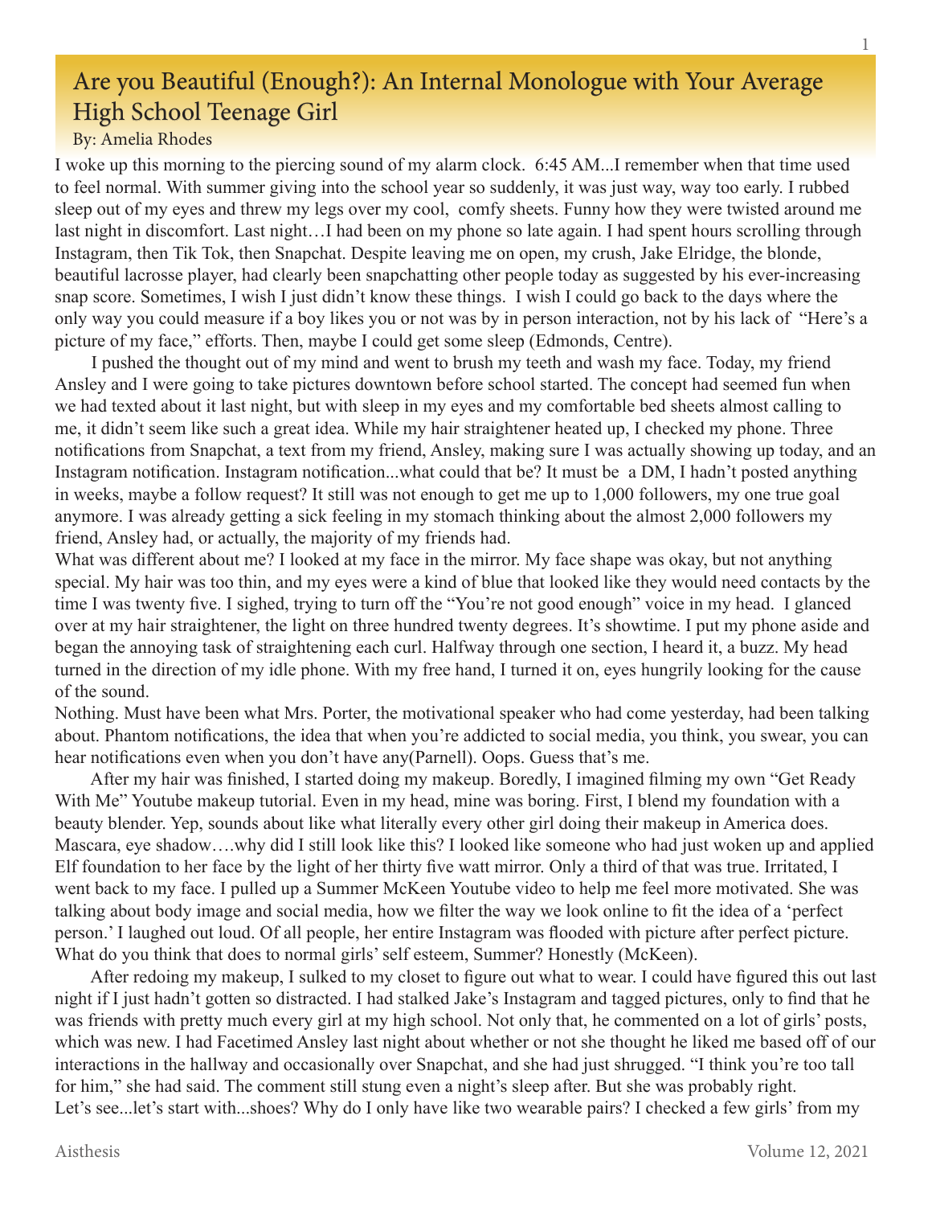# Are you Beautiful (Enough?): An Internal Monologue with Your Average High School Teenage Girl

By: Amelia Rhodes

I woke up this morning to the piercing sound of my alarm clock.  6:45 AM...I remember when that time used to feel normal. With summer giving into the school year so suddenly, it was just way, way too early. I rubbed sleep out of my eyes and threw my legs over my cool,  comfy sheets. Funny how they were twisted around me last night in discomfort. Last night…I had been on my phone so late again. I had spent hours scrolling through Instagram, then Tik Tok, then Snapchat. Despite leaving me on open, my crush, Jake Elridge, the blonde, beautiful lacrosse player, had clearly been snapchatting other people today as suggested by his ever-increasing snap score. Sometimes, I wish I just didn't know these things.  I wish I could go back to the days where the only way you could measure if a boy likes you or not was by in person interaction, not by his lack of  "Here's a picture of my face," efforts. Then, maybe I could get some sleep (Edmonds, Centre).

I pushed the thought out of my mind and went to brush my teeth and wash my face. Today, my friend Ansley and I were going to take pictures downtown before school started. The concept had seemed fun when we had texted about it last night, but with sleep in my eyes and my comfortable bed sheets almost calling to me, it didn't seem like such a great idea. While my hair straightener heated up, I checked my phone. Three notifications from Snapchat, a text from my friend, Ansley, making sure I was actually showing up today, and an Instagram notification. Instagram notification...what could that be? It must be  a DM, I hadn't posted anything in weeks, maybe a follow request? It still was not enough to get me up to 1,000 followers, my one true goal anymore. I was already getting a sick feeling in my stomach thinking about the almost 2,000 followers my friend, Ansley had, or actually, the majority of my friends had.

What was different about me? I looked at my face in the mirror. My face shape was okay, but not anything special. My hair was too thin, and my eyes were a kind of blue that looked like they would need contacts by the time I was twenty five. I sighed, trying to turn off the "You're not good enough" voice in my head.  I glanced over at my hair straightener, the light on three hundred twenty degrees. It's showtime. I put my phone aside and began the annoying task of straightening each curl. Halfway through one section, I heard it, a buzz. My head turned in the direction of my idle phone. With my free hand, I turned it on, eyes hungrily looking for the cause of the sound.

Nothing. Must have been what Mrs. Porter, the motivational speaker who had come yesterday, had been talking about. Phantom notifications, the idea that when you're addicted to social media, you think, you swear, you can hear notifications even when you don't have any(Parnell). Oops. Guess that's me.

After my hair was finished, I started doing my makeup. Boredly, I imagined filming my own "Get Ready With Me" Youtube makeup tutorial. Even in my head, mine was boring. First, I blend my foundation with a beauty blender. Yep, sounds about like what literally every other girl doing their makeup in America does. Mascara, eye shadow….why did I still look like this? I looked like someone who had just woken up and applied Elf foundation to her face by the light of her thirty five watt mirror. Only a third of that was true. Irritated, I went back to my face. I pulled up a Summer McKeen Youtube video to help me feel more motivated. She was talking about body image and social media, how we filter the way we look online to fit the idea of a 'perfect person.' I laughed out loud. Of all people, her entire Instagram was flooded with picture after perfect picture. What do you think that does to normal girls' self esteem, Summer? Honestly (McKeen).

After redoing my makeup, I sulked to my closet to figure out what to wear. I could have figured this out last night if I just hadn't gotten so distracted. I had stalked Jake's Instagram and tagged pictures, only to find that he was friends with pretty much every girl at my high school. Not only that, he commented on a lot of girls' posts, which was new. I had Facetimed Ansley last night about whether or not she thought he liked me based off of our interactions in the hallway and occasionally over Snapchat, and she had just shrugged. "I think you're too tall for him," she had said. The comment still stung even a night's sleep after. But she was probably right.

Let's see...let's start with...shoes? Why do I only have like two wearable pairs? I checked a few girls' from my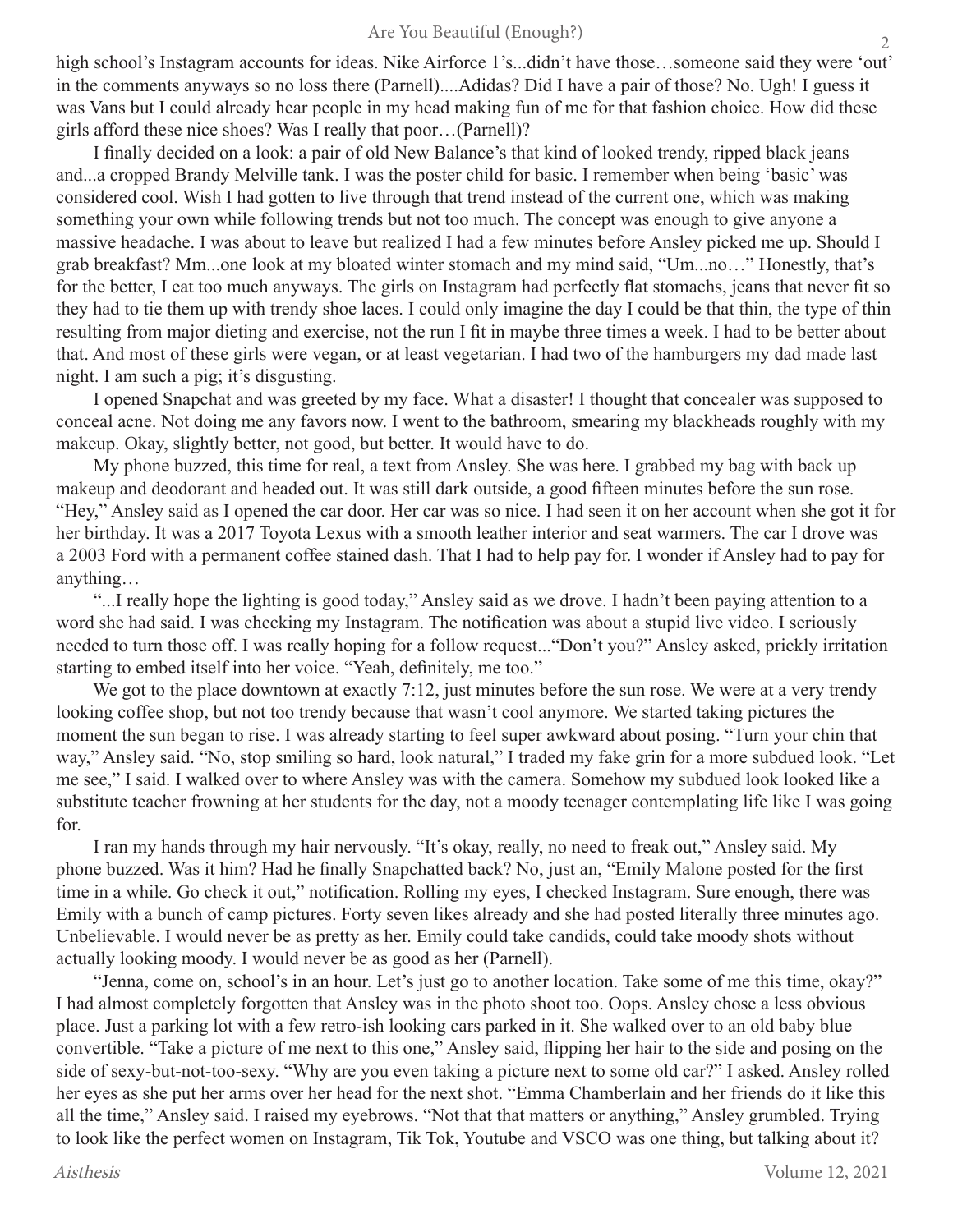high school's Instagram accounts for ideas. Nike Airforce 1's...didn't have those…someone said they were 'out' in the comments anyways so no loss there (Parnell)....Adidas? Did I have a pair of those? No. Ugh! I guess it was Vans but I could already hear people in my head making fun of me for that fashion choice. How did these girls afford these nice shoes? Was I really that poor…(Parnell)?

I finally decided on a look: a pair of old New Balance's that kind of looked trendy, ripped black jeans and...a cropped Brandy Melville tank. I was the poster child for basic. I remember when being 'basic' was considered cool. Wish I had gotten to live through that trend instead of the current one, which was making something your own while following trends but not too much. The concept was enough to give anyone a massive headache. I was about to leave but realized I had a few minutes before Ansley picked me up. Should I grab breakfast? Mm...one look at my bloated winter stomach and my mind said, "Um...no…" Honestly, that's for the better, I eat too much anyways. The girls on Instagram had perfectly flat stomachs, jeans that never fit so they had to tie them up with trendy shoe laces. I could only imagine the day I could be that thin, the type of thin resulting from major dieting and exercise, not the run I fit in maybe three times a week. I had to be better about that. And most of these girls were vegan, or at least vegetarian. I had two of the hamburgers my dad made last night. I am such a pig; it's disgusting.

I opened Snapchat and was greeted by my face. What a disaster! I thought that concealer was supposed to conceal acne. Not doing me any favors now. I went to the bathroom, smearing my blackheads roughly with my makeup. Okay, slightly better, not good, but better. It would have to do.

My phone buzzed, this time for real, a text from Ansley. She was here. I grabbed my bag with back up makeup and deodorant and headed out. It was still dark outside, a good fifteen minutes before the sun rose. "Hey," Ansley said as I opened the car door. Her car was so nice. I had seen it on her account when she got it for her birthday. It was a 2017 Toyota Lexus with a smooth leather interior and seat warmers. The car I drove was a 2003 Ford with a permanent coffee stained dash. That I had to help pay for. I wonder if Ansley had to pay for anything…

"...I really hope the lighting is good today," Ansley said as we drove. I hadn't been paying attention to a word she had said. I was checking my Instagram. The notification was about a stupid live video. I seriously needed to turn those off. I was really hoping for a follow request..."Don't you?" Ansley asked, prickly irritation starting to embed itself into her voice. "Yeah, definitely, me too."

We got to the place downtown at exactly 7:12, just minutes before the sun rose. We were at a very trendy looking coffee shop, but not too trendy because that wasn't cool anymore. We started taking pictures the moment the sun began to rise. I was already starting to feel super awkward about posing. "Turn your chin that way," Ansley said. "No, stop smiling so hard, look natural," I traded my fake grin for a more subdued look. "Let me see," I said. I walked over to where Ansley was with the camera. Somehow my subdued look looked like a substitute teacher frowning at her students for the day, not a moody teenager contemplating life like I was going for.

I ran my hands through my hair nervously. "It's okay, really, no need to freak out," Ansley said. My phone buzzed. Was it him? Had he finally Snapchatted back? No, just an, "Emily Malone posted for the first time in a while. Go check it out," notification. Rolling my eyes, I checked Instagram. Sure enough, there was Emily with a bunch of camp pictures. Forty seven likes already and she had posted literally three minutes ago. Unbelievable. I would never be as pretty as her. Emily could take candids, could take moody shots without actually looking moody. I would never be as good as her (Parnell).

"Jenna, come on, school's in an hour. Let's just go to another location. Take some of me this time, okay?" I had almost completely forgotten that Ansley was in the photo shoot too. Oops. Ansley chose a less obvious place. Just a parking lot with a few retro-ish looking cars parked in it. She walked over to an old baby blue convertible. "Take a picture of me next to this one," Ansley said, flipping her hair to the side and posing on the side of sexy-but-not-too-sexy. "Why are you even taking a picture next to some old car?" I asked. Ansley rolled her eyes as she put her arms over her head for the next shot. "Emma Chamberlain and her friends do it like this all the time," Ansley said. I raised my eyebrows. "Not that that matters or anything," Ansley grumbled. Trying to look like the perfect women on Instagram, Tik Tok, Youtube and VSCO was one thing, but talking about it?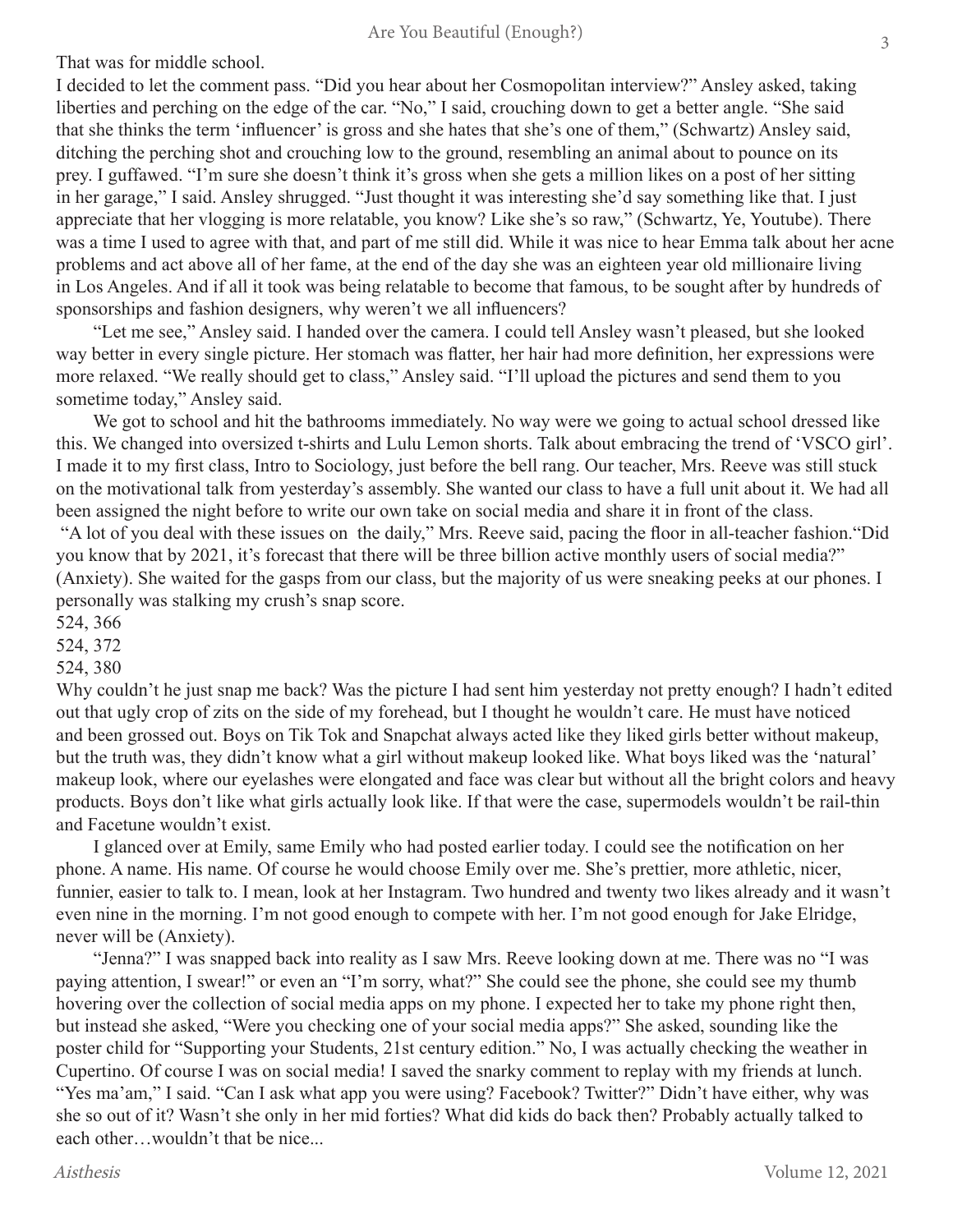That was for middle school.

I decided to let the comment pass. "Did you hear about her Cosmopolitan interview?" Ansley asked, taking liberties and perching on the edge of the car. "No," I said, crouching down to get a better angle. "She said that she thinks the term 'influencer' is gross and she hates that she's one of them," (Schwartz) Ansley said, ditching the perching shot and crouching low to the ground, resembling an animal about to pounce on its prey. I guffawed. "I'm sure she doesn't think it's gross when she gets a million likes on a post of her sitting in her garage," I said. Ansley shrugged. "Just thought it was interesting she'd say something like that. I just appreciate that her vlogging is more relatable, you know? Like she's so raw," (Schwartz, Ye, Youtube). There was a time I used to agree with that, and part of me still did. While it was nice to hear Emma talk about her acne problems and act above all of her fame, at the end of the day she was an eighteen year old millionaire living in Los Angeles. And if all it took was being relatable to become that famous, to be sought after by hundreds of sponsorships and fashion designers, why weren't we all influencers?

"Let me see," Ansley said. I handed over the camera. I could tell Ansley wasn't pleased, but she looked way better in every single picture. Her stomach was flatter, her hair had more definition, her expressions were more relaxed. "We really should get to class," Ansley said. "I'll upload the pictures and send them to you sometime today," Ansley said.

We got to school and hit the bathrooms immediately. No way were we going to actual school dressed like this. We changed into oversized t-shirts and Lulu Lemon shorts. Talk about embracing the trend of 'VSCO girl'. I made it to my first class, Intro to Sociology, just before the bell rang. Our teacher, Mrs. Reeve was still stuck on the motivational talk from yesterday's assembly. She wanted our class to have a full unit about it. We had all been assigned the night before to write our own take on social media and share it in front of the class.

"A lot of you deal with these issues on the daily," Mrs. Reeve said, pacing the floor in all-teacher fashion."Did you know that by 2021, it's forecast that there will be three billion active monthly users of social media?" (Anxiety). She waited for the gasps from our class, but the majority of us were sneaking peeks at our phones. I personally was stalking my crush's snap score.

524, 366

524, 372

524, 380

Why couldn't he just snap me back? Was the picture I had sent him yesterday not pretty enough? I hadn't edited out that ugly crop of zits on the side of my forehead, but I thought he wouldn't care. He must have noticed and been grossed out. Boys on Tik Tok and Snapchat always acted like they liked girls better without makeup, but the truth was, they didn't know what a girl without makeup looked like. What boys liked was the 'natural' makeup look, where our eyelashes were elongated and face was clear but without all the bright colors and heavy products. Boys don't like what girls actually look like. If that were the case, supermodels wouldn't be rail-thin and Facetune wouldn't exist.

I glanced over at Emily, same Emily who had posted earlier today. I could see the notification on her phone. A name. His name. Of course he would choose Emily over me. She's prettier, more athletic, nicer, funnier, easier to talk to. I mean, look at her Instagram. Two hundred and twenty two likes already and it wasn't even nine in the morning. I'm not good enough to compete with her. I'm not good enough for Jake Elridge, never will be (Anxiety).

"Jenna?" I was snapped back into reality as I saw Mrs. Reeve looking down at me. There was no "I was paying attention, I swear!" or even an "I'm sorry, what?" She could see the phone, she could see my thumb hovering over the collection of social media apps on my phone. I expected her to take my phone right then, but instead she asked, "Were you checking one of your social media apps?" She asked, sounding like the poster child for "Supporting your Students, 21st century edition." No, I was actually checking the weather in Cupertino. Of course I was on social media! I saved the snarky comment to replay with my friends at lunch. "Yes ma'am," I said. "Can I ask what app you were using? Facebook? Twitter?" Didn't have either, why was she so out of it? Wasn't she only in her mid forties? What did kids do back then? Probably actually talked to each other…wouldn't that be nice...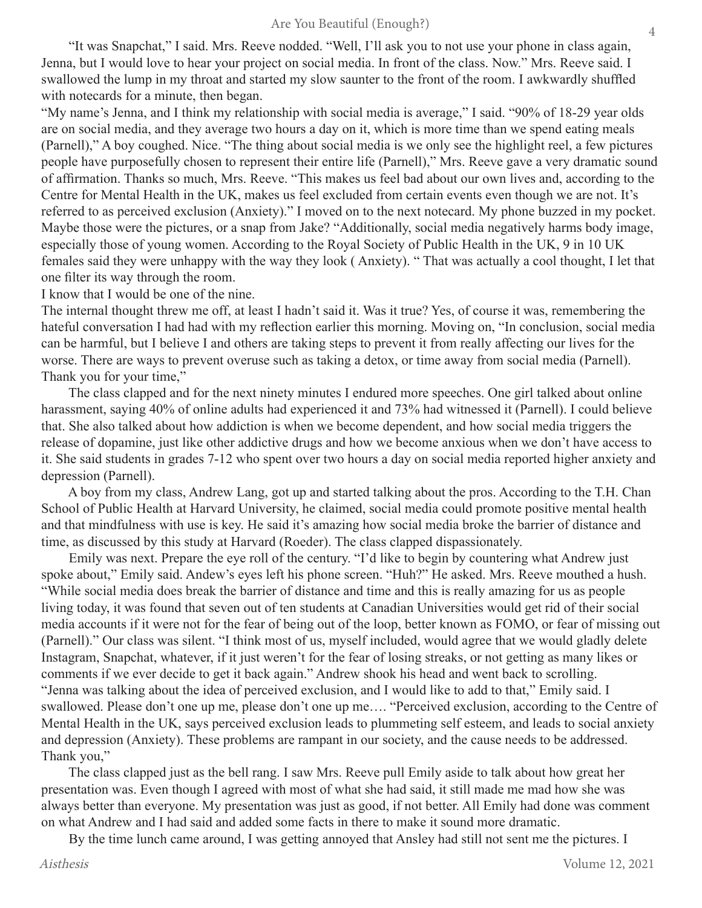"It was Snapchat," I said. Mrs. Reeve nodded. "Well, I'll ask you to not use your phone in class again, Jenna, but I would love to hear your project on social media. In front of the class. Now." Mrs. Reeve said. I swallowed the lump in my throat and started my slow saunter to the front of the room. I awkwardly shuffled with notecards for a minute, then began.

"My name's Jenna, and I think my relationship with social media is average," I said. "90% of 18-29 year olds are on social media, and they average two hours a day on it, which is more time than we spend eating meals (Parnell)," A boy coughed. Nice. "The thing about social media is we only see the highlight reel, a few pictures people have purposefully chosen to represent their entire life (Parnell)," Mrs. Reeve gave a very dramatic sound of affirmation. Thanks so much, Mrs. Reeve. "This makes us feel bad about our own lives and, according to the Centre for Mental Health in the UK, makes us feel excluded from certain events even though we are not. It's referred to as perceived exclusion (Anxiety)." I moved on to the next notecard. My phone buzzed in my pocket. Maybe those were the pictures, or a snap from Jake? "Additionally, social media negatively harms body image, especially those of young women. According to the Royal Society of Public Health in the UK, 9 in 10 UK females said they were unhappy with the way they look ( Anxiety). " That was actually a cool thought, I let that one filter its way through the room.

I know that I would be one of the nine.

The internal thought threw me off, at least I hadn't said it. Was it true? Yes, of course it was, remembering the hateful conversation I had had with my reflection earlier this morning. Moving on, "In conclusion, social media can be harmful, but I believe I and others are taking steps to prevent it from really affecting our lives for the worse. There are ways to prevent overuse such as taking a detox, or time away from social media (Parnell). Thank you for your time,"

The class clapped and for the next ninety minutes I endured more speeches. One girl talked about online harassment, saying 40% of online adults had experienced it and 73% had witnessed it (Parnell). I could believe that. She also talked about how addiction is when we become dependent, and how social media triggers the release of dopamine, just like other addictive drugs and how we become anxious when we don't have access to it. She said students in grades 7-12 who spent over two hours a day on social media reported higher anxiety and depression (Parnell).

A boy from my class, Andrew Lang, got up and started talking about the pros. According to the T.H. Chan School of Public Health at Harvard University, he claimed, social media could promote positive mental health and that mindfulness with use is key. He said it's amazing how social media broke the barrier of distance and time, as discussed by this study at Harvard (Roeder). The class clapped dispassionately.

Emily was next. Prepare the eye roll of the century. "I'd like to begin by countering what Andrew just spoke about," Emily said. Andew's eyes left his phone screen. "Huh?" He asked. Mrs. Reeve mouthed a hush. "While social media does break the barrier of distance and time and this is really amazing for us as people living today, it was found that seven out of ten students at Canadian Universities would get rid of their social media accounts if it were not for the fear of being out of the loop, better known as FOMO, or fear of missing out (Parnell)." Our class was silent. "I think most of us, myself included, would agree that we would gladly delete Instagram, Snapchat, whatever, if it just weren't for the fear of losing streaks, or not getting as many likes or comments if we ever decide to get it back again." Andrew shook his head and went back to scrolling. "Jenna was talking about the idea of perceived exclusion, and I would like to add to that," Emily said. I swallowed. Please don't one up me, please don't one up me…. "Perceived exclusion, according to the Centre of Mental Health in the UK, says perceived exclusion leads to plummeting self esteem, and leads to social anxiety and depression (Anxiety). These problems are rampant in our society, and the cause needs to be addressed. Thank you,"

The class clapped just as the bell rang. I saw Mrs. Reeve pull Emily aside to talk about how great her presentation was. Even though I agreed with most of what she had said, it still made me mad how she was always better than everyone. My presentation was just as good, if not better. All Emily had done was comment on what Andrew and I had said and added some facts in there to make it sound more dramatic.

By the time lunch came around, I was getting annoyed that Ansley had still not sent me the pictures. I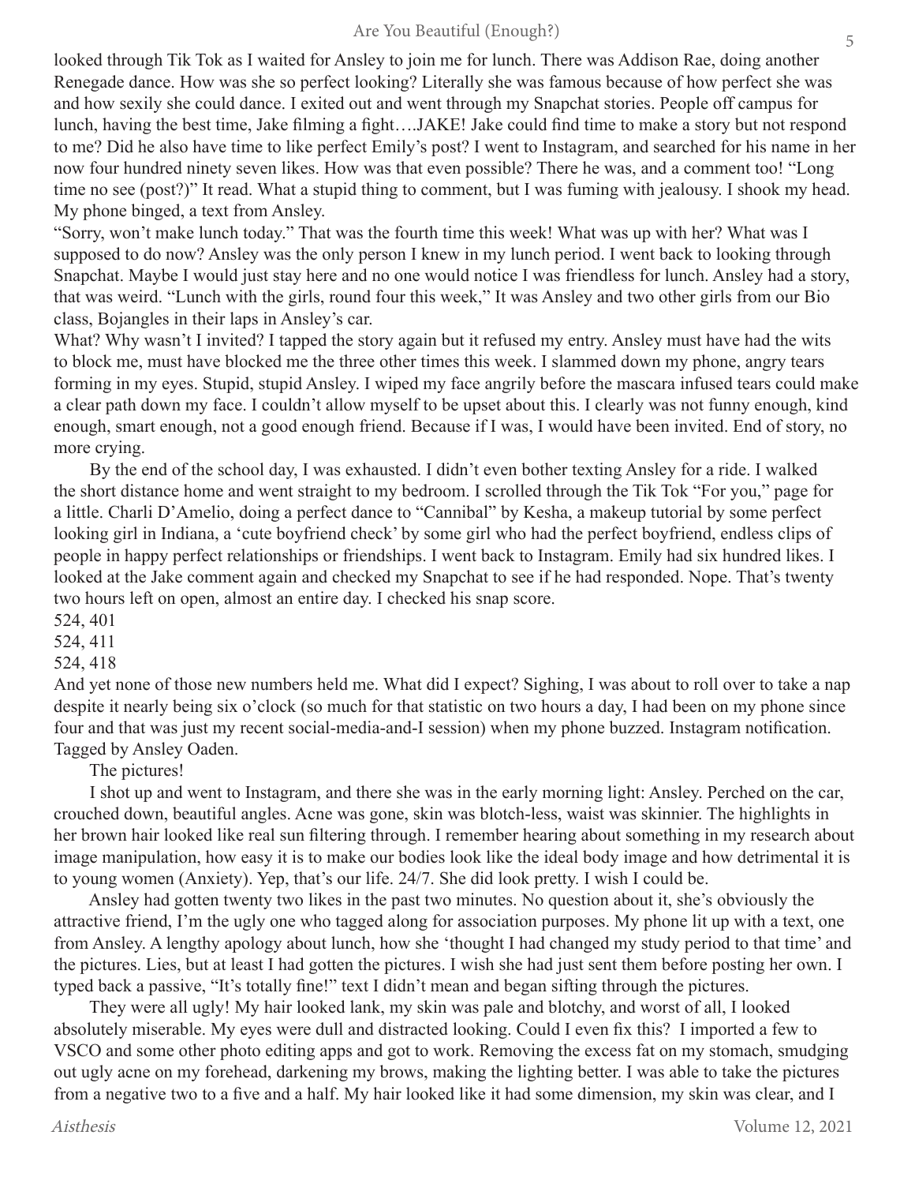looked through Tik Tok as I waited for Ansley to join me for lunch. There was Addison Rae, doing another Renegade dance. How was she so perfect looking? Literally she was famous because of how perfect she was and how sexily she could dance. I exited out and went through my Snapchat stories. People off campus for lunch, having the best time, Jake filming a fight….JAKE! Jake could find time to make a story but not respond to me? Did he also have time to like perfect Emily's post? I went to Instagram, and searched for his name in her now four hundred ninety seven likes. How was that even possible? There he was, and a comment too! "Long time no see (post?)" It read. What a stupid thing to comment, but I was fuming with jealousy. I shook my head. My phone binged, a text from Ansley.

"Sorry, won't make lunch today." That was the fourth time this week! What was up with her? What was I supposed to do now? Ansley was the only person I knew in my lunch period. I went back to looking through Snapchat. Maybe I would just stay here and no one would notice I was friendless for lunch. Ansley had a story, that was weird. "Lunch with the girls, round four this week," It was Ansley and two other girls from our Bio class, Bojangles in their laps in Ansley's car.

What? Why wasn't I invited? I tapped the story again but it refused my entry. Ansley must have had the wits to block me, must have blocked me the three other times this week. I slammed down my phone, angry tears forming in my eyes. Stupid, stupid Ansley. I wiped my face angrily before the mascara infused tears could make a clear path down my face. I couldn't allow myself to be upset about this. I clearly was not funny enough, kind enough, smart enough, not a good enough friend. Because if I was, I would have been invited. End of story, no more crying.

By the end of the school day, I was exhausted. I didn't even bother texting Ansley for a ride. I walked the short distance home and went straight to my bedroom. I scrolled through the Tik Tok "For you," page for a little. Charli D'Amelio, doing a perfect dance to "Cannibal" by Kesha, a makeup tutorial by some perfect looking girl in Indiana, a 'cute boyfriend check' by some girl who had the perfect boyfriend, endless clips of people in happy perfect relationships or friendships. I went back to Instagram. Emily had six hundred likes. I looked at the Jake comment again and checked my Snapchat to see if he had responded. Nope. That's twenty two hours left on open, almost an entire day. I checked his snap score.

524, 401

524, 411

524, 418

And yet none of those new numbers held me. What did I expect? Sighing, I was about to roll over to take a nap despite it nearly being six o'clock (so much for that statistic on two hours a day, I had been on my phone since four and that was just my recent social-media-and-I session) when my phone buzzed. Instagram notification. Tagged by Ansley Oaden.

The pictures!

I shot up and went to Instagram, and there she was in the early morning light: Ansley. Perched on the car, crouched down, beautiful angles. Acne was gone, skin was blotch-less, waist was skinnier. The highlights in her brown hair looked like real sun filtering through. I remember hearing about something in my research about image manipulation, how easy it is to make our bodies look like the ideal body image and how detrimental it is to young women (Anxiety). Yep, that's our life. 24/7. She did look pretty. I wish I could be.

Ansley had gotten twenty two likes in the past two minutes. No question about it, she's obviously the attractive friend, I'm the ugly one who tagged along for association purposes. My phone lit up with a text, one from Ansley. A lengthy apology about lunch, how she 'thought I had changed my study period to that time' and the pictures. Lies, but at least I had gotten the pictures. I wish she had just sent them before posting her own. I typed back a passive, "It's totally fine!" text I didn't mean and began sifting through the pictures.

They were all ugly! My hair looked lank, my skin was pale and blotchy, and worst of all, I looked absolutely miserable. My eyes were dull and distracted looking. Could I even fix this? I imported a few to VSCO and some other photo editing apps and got to work. Removing the excess fat on my stomach, smudging out ugly acne on my forehead, darkening my brows, making the lighting better. I was able to take the pictures from a negative two to a five and a half. My hair looked like it had some dimension, my skin was clear, and I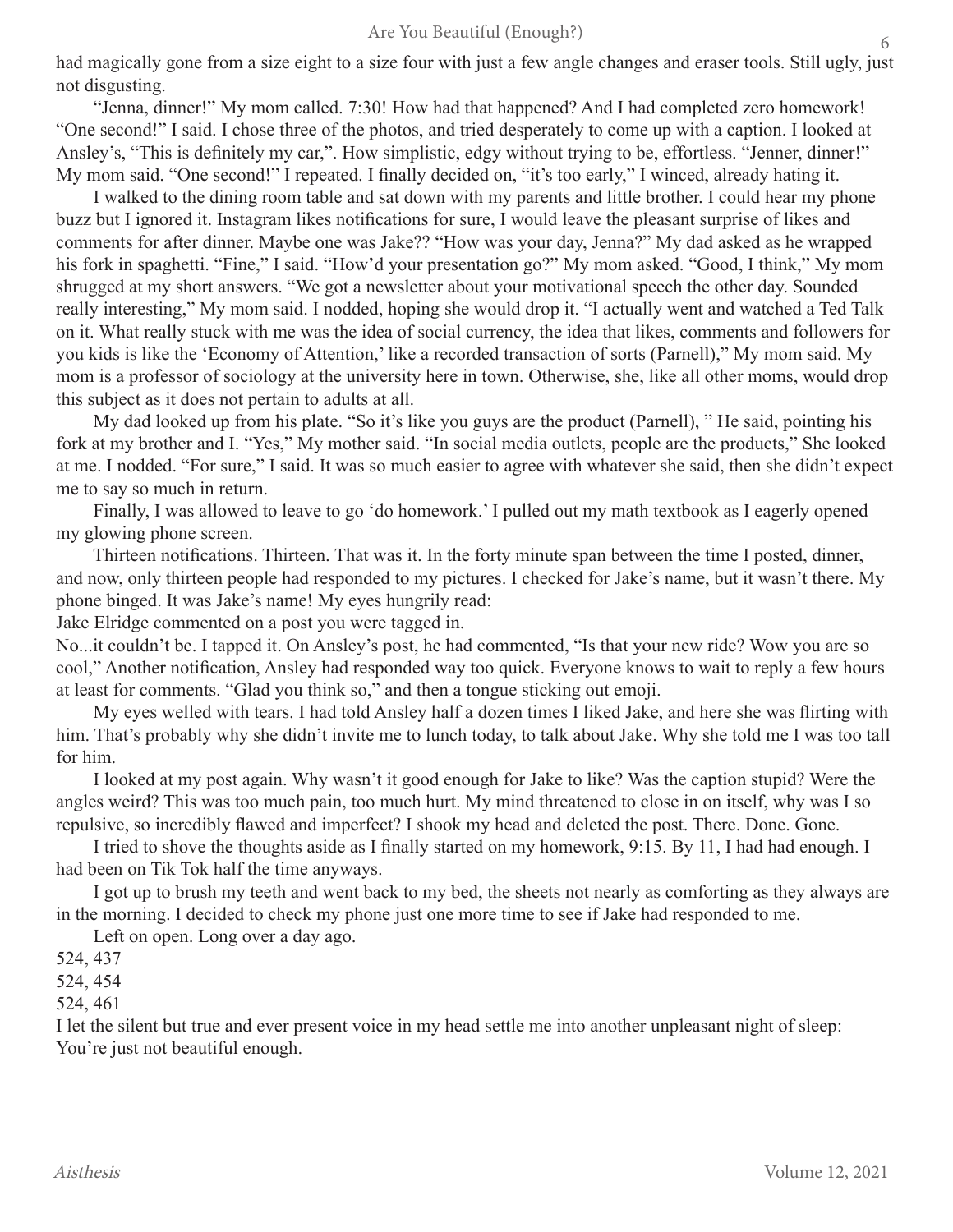had magically gone from a size eight to a size four with just a few angle changes and eraser tools. Still ugly, just not disgusting.

"Jenna, dinner!" My mom called. 7:30! How had that happened? And I had completed zero homework! "One second!" I said. I chose three of the photos, and tried desperately to come up with a caption. I looked at Ansley's, "This is definitely my car,". How simplistic, edgy without trying to be, effortless. "Jenner, dinner!" My mom said. "One second!" I repeated. I finally decided on, "it's too early," I winced, already hating it.

I walked to the dining room table and sat down with my parents and little brother. I could hear my phone buzz but I ignored it. Instagram likes notifications for sure, I would leave the pleasant surprise of likes and comments for after dinner. Maybe one was Jake?? "How was your day, Jenna?" My dad asked as he wrapped his fork in spaghetti. "Fine," I said. "How'd your presentation go?" My mom asked. "Good, I think," My mom shrugged at my short answers. "We got a newsletter about your motivational speech the other day. Sounded really interesting," My mom said. I nodded, hoping she would drop it. "I actually went and watched a Ted Talk on it. What really stuck with me was the idea of social currency, the idea that likes, comments and followers for you kids is like the 'Economy of Attention,' like a recorded transaction of sorts (Parnell)," My mom said. My mom is a professor of sociology at the university here in town. Otherwise, she, like all other moms, would drop this subject as it does not pertain to adults at all.

My dad looked up from his plate. "So it's like you guys are the product (Parnell), " He said, pointing his fork at my brother and I. "Yes," My mother said. "In social media outlets, people are the products," She looked at me. I nodded. "For sure," I said. It was so much easier to agree with whatever she said, then she didn't expect me to say so much in return.

Finally, I was allowed to leave to go 'do homework.' I pulled out my math textbook as I eagerly opened my glowing phone screen.

Thirteen notifications. Thirteen. That was it. In the forty minute span between the time I posted, dinner, and now, only thirteen people had responded to my pictures. I checked for Jake's name, but it wasn't there. My phone binged. It was Jake's name! My eyes hungrily read:

Jake Elridge commented on a post you were tagged in.

No...it couldn't be. I tapped it. On Ansley's post, he had commented, "Is that your new ride? Wow you are so cool," Another notification, Ansley had responded way too quick. Everyone knows to wait to reply a few hours at least for comments. "Glad you think so," and then a tongue sticking out emoji.

My eyes welled with tears. I had told Ansley half a dozen times I liked Jake, and here she was flirting with him. That's probably why she didn't invite me to lunch today, to talk about Jake. Why she told me I was too tall for him.

I looked at my post again. Why wasn't it good enough for Jake to like? Was the caption stupid? Were the angles weird? This was too much pain, too much hurt. My mind threatened to close in on itself, why was I so repulsive, so incredibly flawed and imperfect? I shook my head and deleted the post. There. Done. Gone.

I tried to shove the thoughts aside as I finally started on my homework, 9:15. By 11, I had had enough. I had been on Tik Tok half the time anyways.

I got up to brush my teeth and went back to my bed, the sheets not nearly as comforting as they always are in the morning. I decided to check my phone just one more time to see if Jake had responded to me.

Left on open. Long over a day ago.

524, 437

524, 454

524, 461

I let the silent but true and ever present voice in my head settle me into another unpleasant night of sleep: You're just not beautiful enough.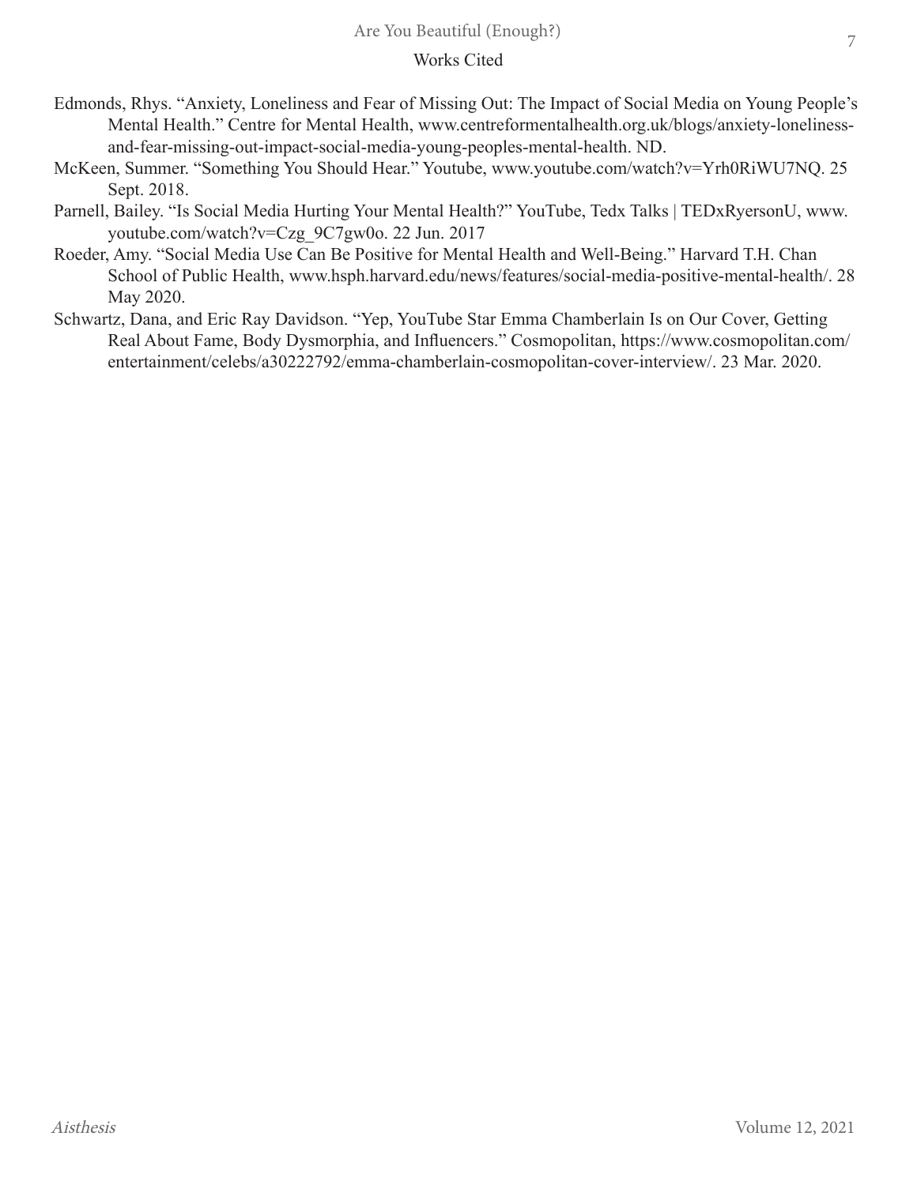## Works Cited

Edmonds, Rhys. "Anxiety, Loneliness and Fear of Missing Out: The Impact of Social Media on Young People's Mental Health." Centre for Mental Health, www.centreformentalhealth.org.uk/blogs/anxiety-loneliness-and-fear-missing-out-impact-social-media-young-peoples-mental-health. ND.

McKeen, Summer. "Something You Should Hear." Youtube, www.youtube.com/watch?v=Yrh0RiWU7NQ. 25 Sept. 2018.

Parnell, Bailey. "Is Social Media Hurting Your Mental Health?" YouTube, Tedx Talks | TEDxRyersonU, www.youtube.com/watch?v=Czg_9C7gw0o. 22 Jun. 2017

Roeder, Amy. "Social Media Use Can Be Positive for Mental Health and Well-Being." Harvard T.H. Chan School of Public Health, www.hsph.harvard.edu/news/features/social-media-positive-mental-health/. 28 May 2020.

Schwartz, Dana, and Eric Ray Davidson. "Yep, YouTube Star Emma Chamberlain Is on Our Cover, Getting Real About Fame, Body Dysmorphia, and Influencers." Cosmopolitan, https://www.cosmopolitan.com/entertainment/celebs/a30222792/emma-chamberlain-cosmopolitan-cover-interview/. 23 Mar. 2020.